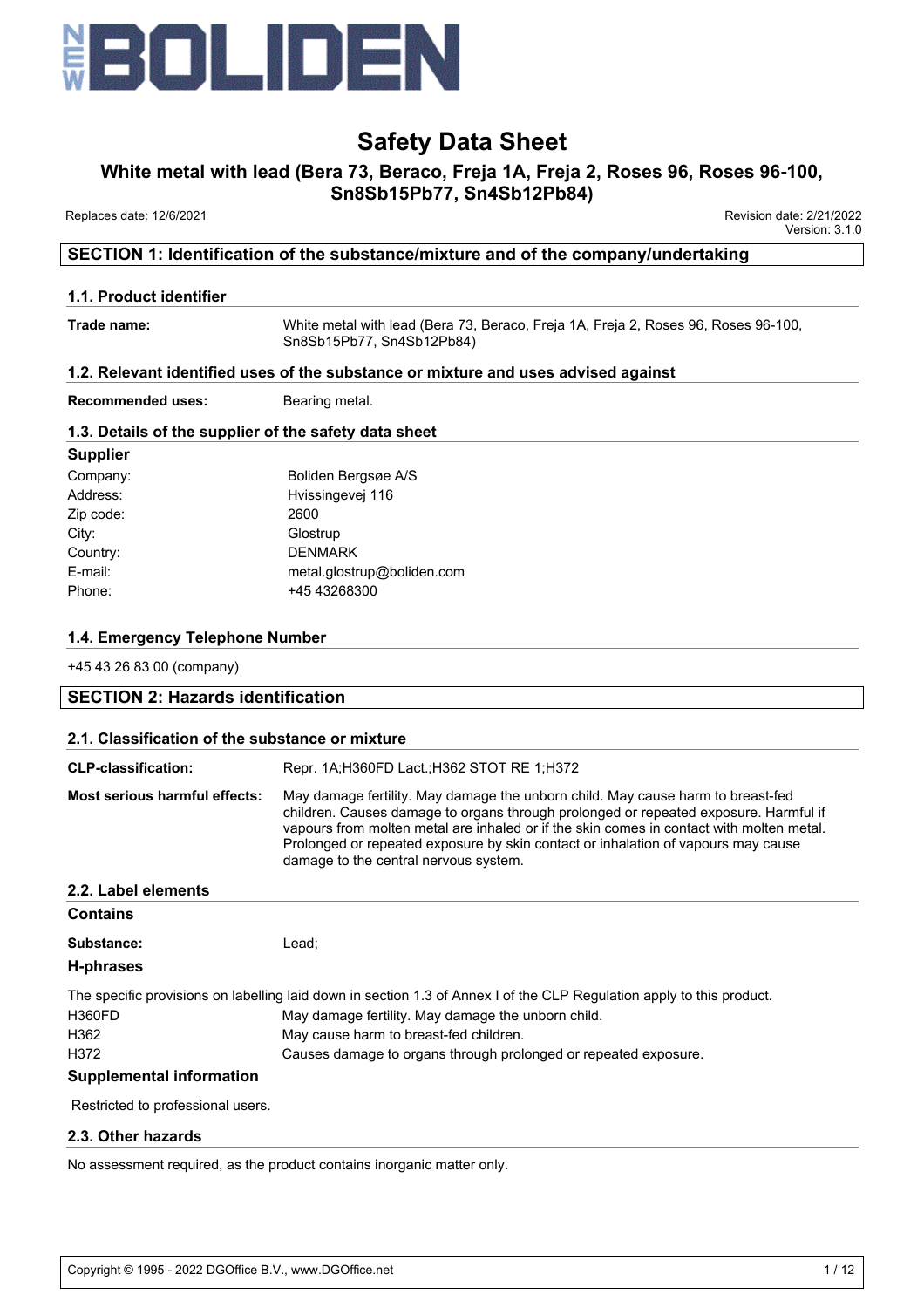# Safety Data Sheet

## White metal with lead (Bera 73, Beraco, Freja 1A, Freja 2, Roses 96, Roses 96-100, Sn8Sb15Pb77, Sn4Sb12Pb84)

Replaces date: 12/6/2021

Revision date: 2/21/2022
Version: 3.1.0

## SECTION 1: Identification of the substance/mixture and of the company/undertaking

### 1.1. Product identifier

**Trade name:** White metal with lead (Bera 73, Beraco, Freja 1A, Freja 2, Roses 96, Roses 96-100, Sn8Sb15Pb77, Sn4Sb12Pb84)

### 1.2. Relevant identified uses of the substance or mixture and uses advised against

**Recommended uses:** Bearing metal.

### 1.3. Details of the supplier of the safety data sheet

**Supplier**

| | |
|---|---|
| Company: | Boliden Bergsøe A/S |
| Address: | Hvissingevej 116 |
| Zip code: | 2600 |
| City: | Glostrup |
| Country: | DENMARK |
| E-mail: | metal.glostrup@boliden.com |
| Phone: | +45 43268300 |

### 1.4. Emergency Telephone Number

+45 43 26 83 00 (company)

## SECTION 2: Hazards identification

### 2.1. Classification of the substance or mixture

**CLP-classification:** Repr. 1A;H360FD Lact.;H362 STOT RE 1;H372

**Most serious harmful effects:** May damage fertility. May damage the unborn child. May cause harm to breast-fed children. Causes damage to organs through prolonged or repeated exposure. Harmful if vapours from molten metal are inhaled or if the skin comes in contact with molten metal. Prolonged or repeated exposure by skin contact or inhalation of vapours may cause damage to the central nervous system.

### 2.2. Label elements

**Contains**

**Substance:** Lead;

**H-phrases**

The specific provisions on labelling laid down in section 1.3 of Annex I of the CLP Regulation apply to this product.

| | |
|---|---|
| H360FD | May damage fertility. May damage the unborn child. |
| H362 | May cause harm to breast-fed children. |
| H372 | Causes damage to organs through prolonged or repeated exposure. |

**Supplemental information**

Restricted to professional users.

### 2.3. Other hazards

No assessment required, as the product contains inorganic matter only.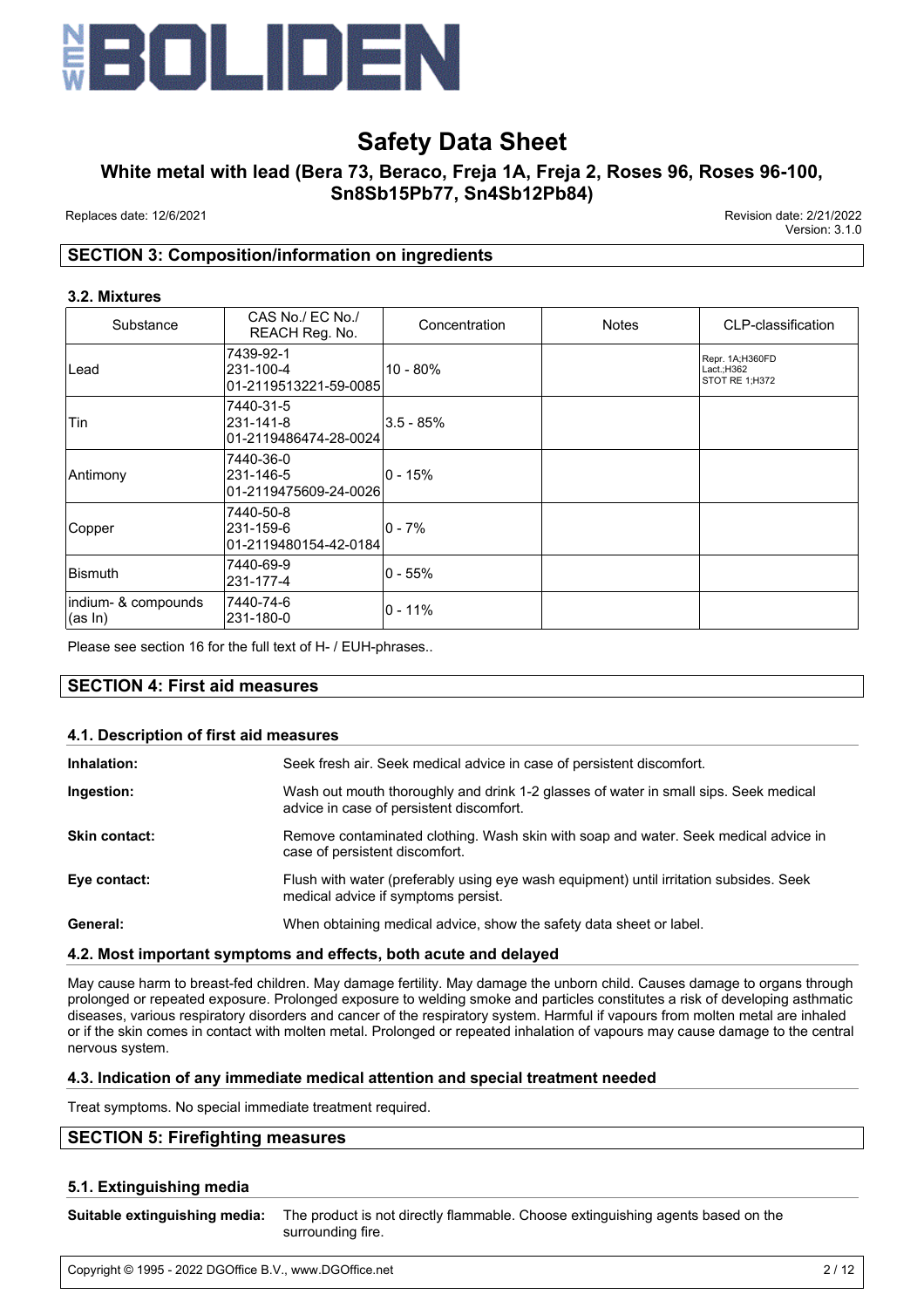# Safety Data Sheet

## White metal with lead (Bera 73, Beraco, Freja 1A, Freja 2, Roses 96, Roses 96-100, Sn8Sb15Pb77, Sn4Sb12Pb84)

Replaces date: 12/6/2021

Revision date: 2/21/2022
Version: 3.1.0

## SECTION 3: Composition/information on ingredients

### 3.2. Mixtures

| Substance | CAS No./ EC No./ REACH Reg. No. | Concentration | Notes | CLP-classification |
|---|---|---|---|---|
| Lead | 7439-92-1<br>231-100-4<br>01-2119513221-59-0085 | 10 - 80% | | Repr. 1A;H360FD<br>Lact.;H362<br>STOT RE 1;H372 |
| Tin | 7440-31-5<br>231-141-8<br>01-2119486474-28-0024 | 3.5 - 85% | | |
| Antimony | 7440-36-0<br>231-146-5<br>01-2119475609-24-0026 | 0 - 15% | | |
| Copper | 7440-50-8<br>231-159-6<br>01-2119480154-42-0184 | 0 - 7% | | |
| Bismuth | 7440-69-9<br>231-177-4 | 0 - 55% | | |
| indium- & compounds (as In) | 7440-74-6<br>231-180-0 | 0 - 11% | | |

Please see section 16 for the full text of H- / EUH-phrases..

## SECTION 4: First aid measures

### 4.1. Description of first aid measures

**Inhalation:** Seek fresh air. Seek medical advice in case of persistent discomfort.

**Ingestion:** Wash out mouth thoroughly and drink 1-2 glasses of water in small sips. Seek medical advice in case of persistent discomfort.

**Skin contact:** Remove contaminated clothing. Wash skin with soap and water. Seek medical advice in case of persistent discomfort.

**Eye contact:** Flush with water (preferably using eye wash equipment) until irritation subsides. Seek medical advice if symptoms persist.

**General:** When obtaining medical advice, show the safety data sheet or label.

### 4.2. Most important symptoms and effects, both acute and delayed

May cause harm to breast-fed children. May damage fertility. May damage the unborn child. Causes damage to organs through prolonged or repeated exposure. Prolonged exposure to welding smoke and particles constitutes a risk of developing asthmatic diseases, various respiratory disorders and cancer of the respiratory system. Harmful if vapours from molten metal are inhaled or if the skin comes in contact with molten metal. Prolonged or repeated inhalation of vapours may cause damage to the central nervous system.

### 4.3. Indication of any immediate medical attention and special treatment needed

Treat symptoms. No special immediate treatment required.

## SECTION 5: Firefighting measures

### 5.1. Extinguishing media

**Suitable extinguishing media:** The product is not directly flammable. Choose extinguishing agents based on the surrounding fire.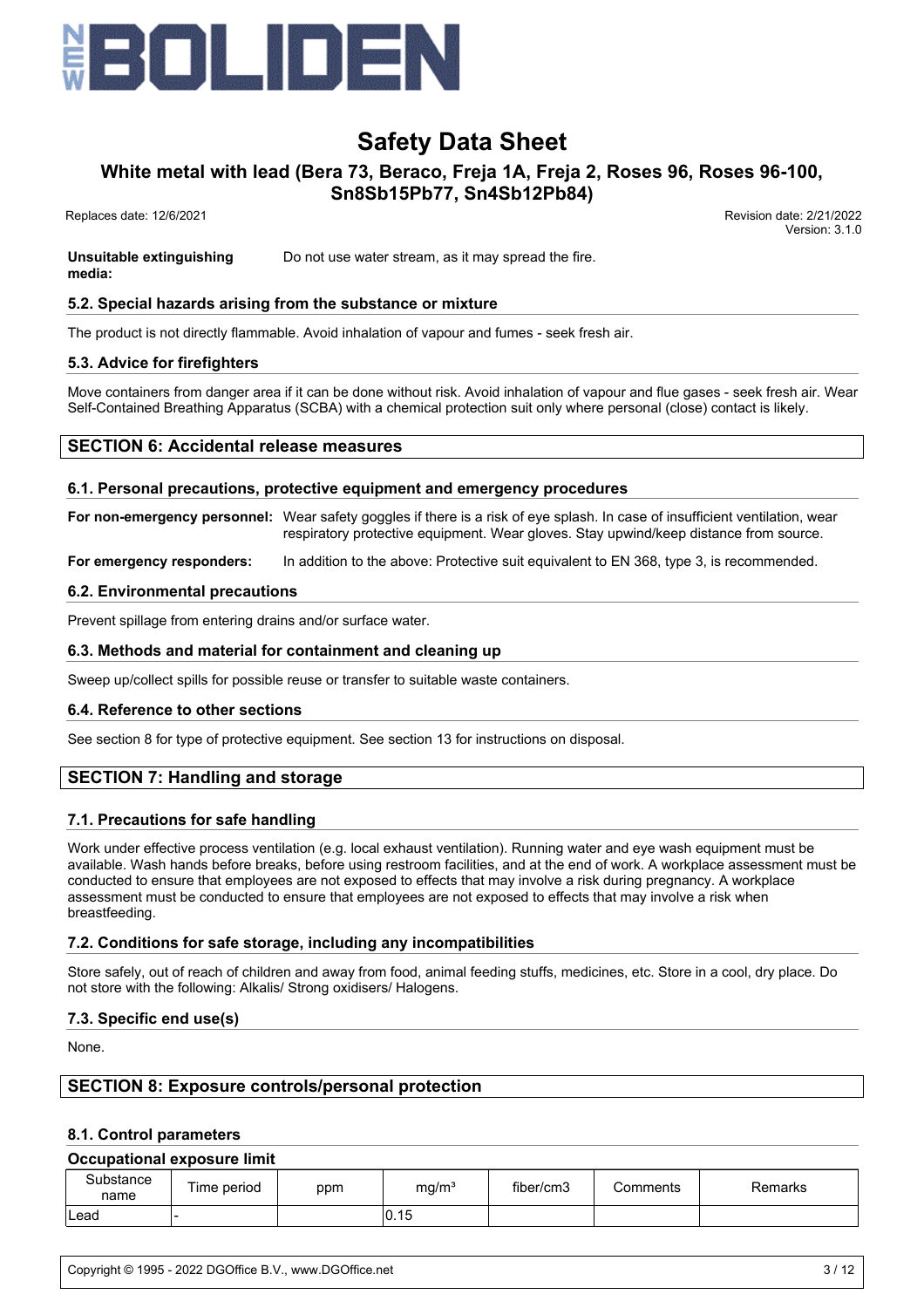**Unsuitable extinguishing media:** Do not use water stream, as it may spread the fire.

### 5.2. Special hazards arising from the substance or mixture

The product is not directly flammable. Avoid inhalation of vapour and fumes - seek fresh air.

### 5.3. Advice for firefighters

Move containers from danger area if it can be done without risk. Avoid inhalation of vapour and flue gases - seek fresh air. Wear Self-Contained Breathing Apparatus (SCBA) with a chemical protection suit only where personal (close) contact is likely.

## SECTION 6: Accidental release measures

### 6.1. Personal precautions, protective equipment and emergency procedures

**For non-emergency personnel:** Wear safety goggles if there is a risk of eye splash. In case of insufficient ventilation, wear respiratory protective equipment. Wear gloves. Stay upwind/keep distance from source.

**For emergency responders:** In addition to the above: Protective suit equivalent to EN 368, type 3, is recommended.

### 6.2. Environmental precautions

Prevent spillage from entering drains and/or surface water.

### 6.3. Methods and material for containment and cleaning up

Sweep up/collect spills for possible reuse or transfer to suitable waste containers.

### 6.4. Reference to other sections

See section 8 for type of protective equipment. See section 13 for instructions on disposal.

## SECTION 7: Handling and storage

### 7.1. Precautions for safe handling

Work under effective process ventilation (e.g. local exhaust ventilation). Running water and eye wash equipment must be available. Wash hands before breaks, before using restroom facilities, and at the end of work. A workplace assessment must be conducted to ensure that employees are not exposed to effects that may involve a risk during pregnancy. A workplace assessment must be conducted to ensure that employees are not exposed to effects that may involve a risk when breastfeeding.

### 7.2. Conditions for safe storage, including any incompatibilities

Store safely, out of reach of children and away from food, animal feeding stuffs, medicines, etc. Store in a cool, dry place. Do not store with the following: Alkalis/ Strong oxidisers/ Halogens.

### 7.3. Specific end use(s)

None.

## SECTION 8: Exposure controls/personal protection

### 8.1. Control parameters

**Occupational exposure limit**

| Substance name | Time period | ppm | mg/m³ | fiber/cm3 | Comments | Remarks |
|---|---|---|---|---|---|---|
| Lead | - | | 0.15 | | | |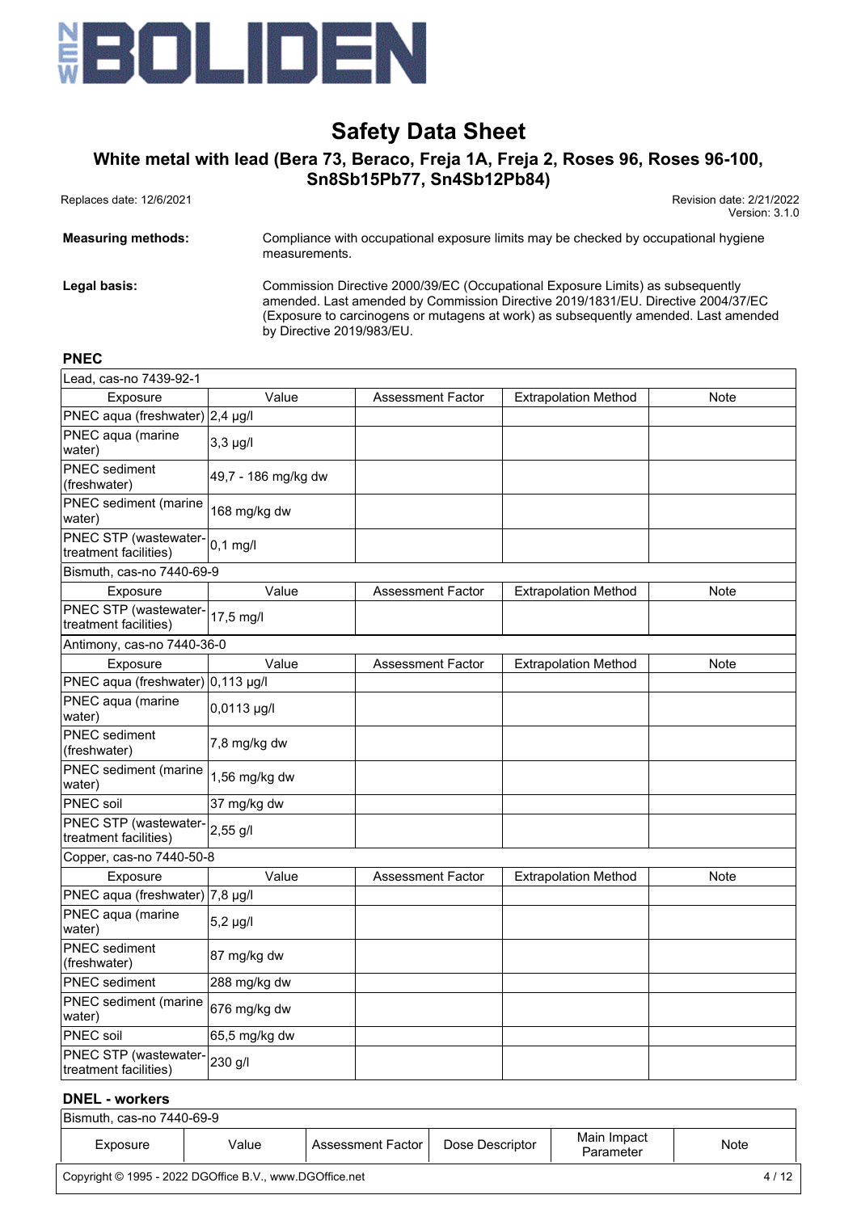**Measuring methods:** Compliance with occupational exposure limits may be checked by occupational hygiene measurements.

**Legal basis:** Commission Directive 2000/39/EC (Occupational Exposure Limits) as subsequently amended. Last amended by Commission Directive 2019/1831/EU. Directive 2004/37/EC (Exposure to carcinogens or mutagens at work) as subsequently amended. Last amended by Directive 2019/983/EU.

### PNEC

| Lead, cas-no 7439-92-1 | | | | |
|---|---|---|---|---|
| Exposure | Value | Assessment Factor | Extrapolation Method | Note |
| PNEC aqua (freshwater) | 2,4 µg/l | | | |
| PNEC aqua (marine water) | 3,3 µg/l | | | |
| PNEC sediment (freshwater) | 49,7 - 186 mg/kg dw | | | |
| PNEC sediment (marine water) | 168 mg/kg dw | | | |
| PNEC STP (wastewater-treatment facilities) | 0,1 mg/l | | | |

| Bismuth, cas-no 7440-69-9 | | | | |
|---|---|---|---|---|
| Exposure | Value | Assessment Factor | Extrapolation Method | Note |
| PNEC STP (wastewater-treatment facilities) | 17,5 mg/l | | | |

| Antimony, cas-no 7440-36-0 | | | | |
|---|---|---|---|---|
| Exposure | Value | Assessment Factor | Extrapolation Method | Note |
| PNEC aqua (freshwater) | 0,113 µg/l | | | |
| PNEC aqua (marine water) | 0,0113 µg/l | | | |
| PNEC sediment (freshwater) | 7,8 mg/kg dw | | | |
| PNEC sediment (marine water) | 1,56 mg/kg dw | | | |
| PNEC soil | 37 mg/kg dw | | | |
| PNEC STP (wastewater-treatment facilities) | 2,55 g/l | | | |

| Copper, cas-no 7440-50-8 | | | | |
|---|---|---|---|---|
| Exposure | Value | Assessment Factor | Extrapolation Method | Note |
| PNEC aqua (freshwater) | 7,8 µg/l | | | |
| PNEC aqua (marine water) | 5,2 µg/l | | | |
| PNEC sediment (freshwater) | 87 mg/kg dw | | | |
| PNEC sediment | 288 mg/kg dw | | | |
| PNEC sediment (marine water) | 676 mg/kg dw | | | |
| PNEC soil | 65,5 mg/kg dw | | | |
| PNEC STP (wastewater-treatment facilities) | 230 g/l | | | |

### DNEL - workers

| Bismuth, cas-no 7440-69-9 | | | | | |
|---|---|---|---|---|---|
| Exposure | Value | Assessment Factor | Dose Descriptor | Main Impact Parameter | Note |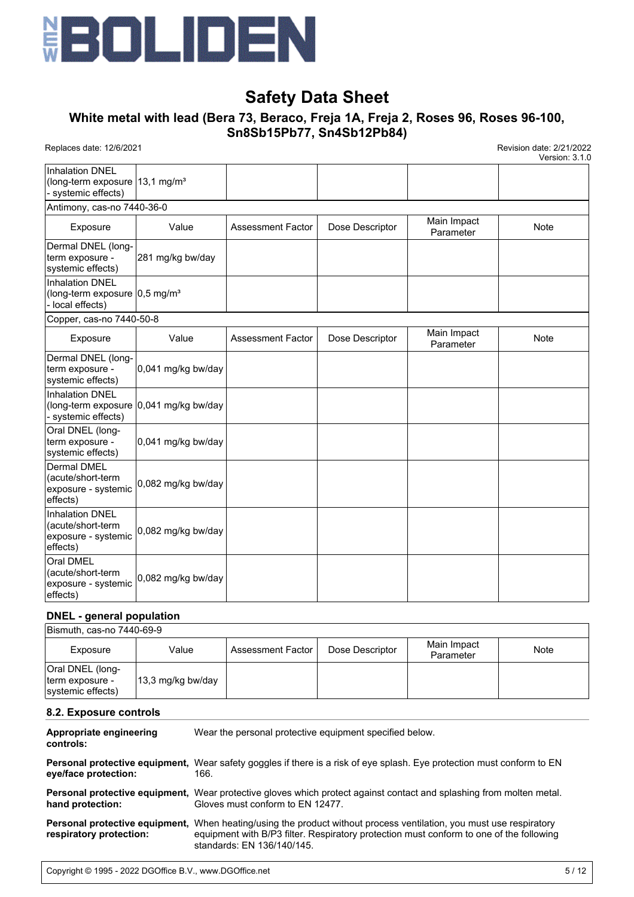| Inhalation DNEL (long-term exposure - systemic effects) | 13,1 mg/m³ | | | | |
|---|---|---|---|---|---|

Antimony, cas-no 7440-36-0

| Exposure | Value | Assessment Factor | Dose Descriptor | Main Impact Parameter | Note |
|---|---|---|---|---|---|
| Dermal DNEL (long-term exposure - systemic effects) | 281 mg/kg bw/day | | | | |
| Inhalation DNEL (long-term exposure - local effects) | 0,5 mg/m³ | | | | |

Copper, cas-no 7440-50-8

| Exposure | Value | Assessment Factor | Dose Descriptor | Main Impact Parameter | Note |
|---|---|---|---|---|---|
| Dermal DNEL (long-term exposure - systemic effects) | 0,041 mg/kg bw/day | | | | |
| Inhalation DNEL (long-term exposure - systemic effects) | 0,041 mg/kg bw/day | | | | |
| Oral DNEL (long-term exposure - systemic effects) | 0,041 mg/kg bw/day | | | | |
| Dermal DMEL (acute/short-term exposure - systemic effects) | 0,082 mg/kg bw/day | | | | |
| Inhalation DNEL (acute/short-term exposure - systemic effects) | 0,082 mg/kg bw/day | | | | |
| Oral DMEL (acute/short-term exposure - systemic effects) | 0,082 mg/kg bw/day | | | | |

**DNEL - general population**

Bismuth, cas-no 7440-69-9

| Exposure | Value | Assessment Factor | Dose Descriptor | Main Impact Parameter | Note |
|---|---|---|---|---|---|
| Oral DNEL (long-term exposure - systemic effects) | 13,3 mg/kg bw/day | | | | |

### 8.2. Exposure controls

**Appropriate engineering controls:** Wear the personal protective equipment specified below.

**Personal protective equipment, eye/face protection:** Wear safety goggles if there is a risk of eye splash. Eye protection must conform to EN 166.

**Personal protective equipment, hand protection:** Wear protective gloves which protect against contact and splashing from molten metal. Gloves must conform to EN 12477.

**Personal protective equipment, respiratory protection:** When heating/using the product without process ventilation, you must use respiratory equipment with B/P3 filter. Respiratory protection must conform to one of the following standards: EN 136/140/145.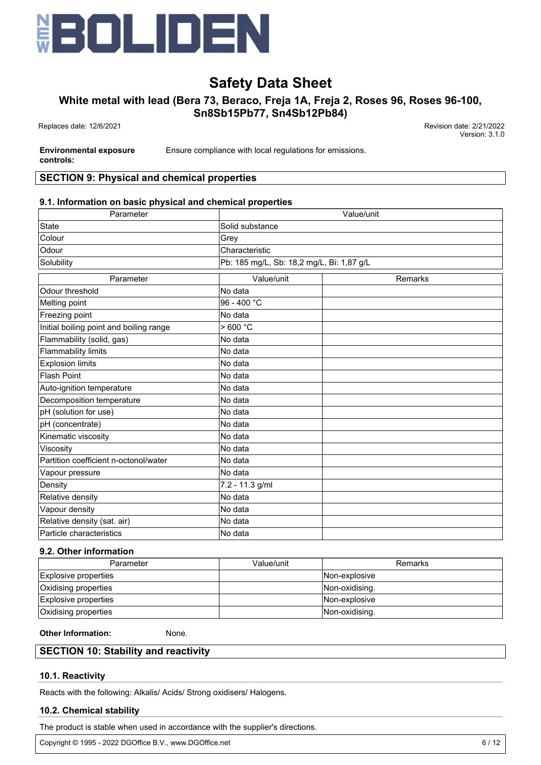**Environmental exposure controls:** Ensure compliance with local regulations for emissions.

## SECTION 9: Physical and chemical properties

### 9.1. Information on basic physical and chemical properties

| Parameter | Value/unit |
|---|---|
| State | Solid substance |
| Colour | Grey |
| Odour | Characteristic |
| Solubility | Pb: 185 mg/L, Sb: 18,2 mg/L, Bi: 1,87 g/L |

| Parameter | Value/unit | Remarks |
|---|---|---|
| Odour threshold | No data | |
| Melting point | 96 - 400 °C | |
| Freezing point | No data | |
| Initial boiling point and boiling range | > 600 °C | |
| Flammability (solid, gas) | No data | |
| Flammability limits | No data | |
| Explosion limits | No data | |
| Flash Point | No data | |
| Auto-ignition temperature | No data | |
| Decomposition temperature | No data | |
| pH (solution for use) | No data | |
| pH (concentrate) | No data | |
| Kinematic viscosity | No data | |
| Viscosity | No data | |
| Partition coefficient n-octonol/water | No data | |
| Vapour pressure | No data | |
| Density | 7.2 - 11.3 g/ml | |
| Relative density | No data | |
| Vapour density | No data | |
| Relative density (sat. air) | No data | |
| Particle characteristics | No data | |

### 9.2. Other information

| Parameter | Value/unit | Remarks |
|---|---|---|
| Explosive properties | | Non-explosive |
| Oxidising properties | | Non-oxidising. |
| Explosive properties | | Non-explosive |
| Oxidising properties | | Non-oxidising. |

**Other Information:** None.

## SECTION 10: Stability and reactivity

### 10.1. Reactivity

Reacts with the following: Alkalis/ Acids/ Strong oxidisers/ Halogens.

### 10.2. Chemical stability

The product is stable when used in accordance with the supplier's directions.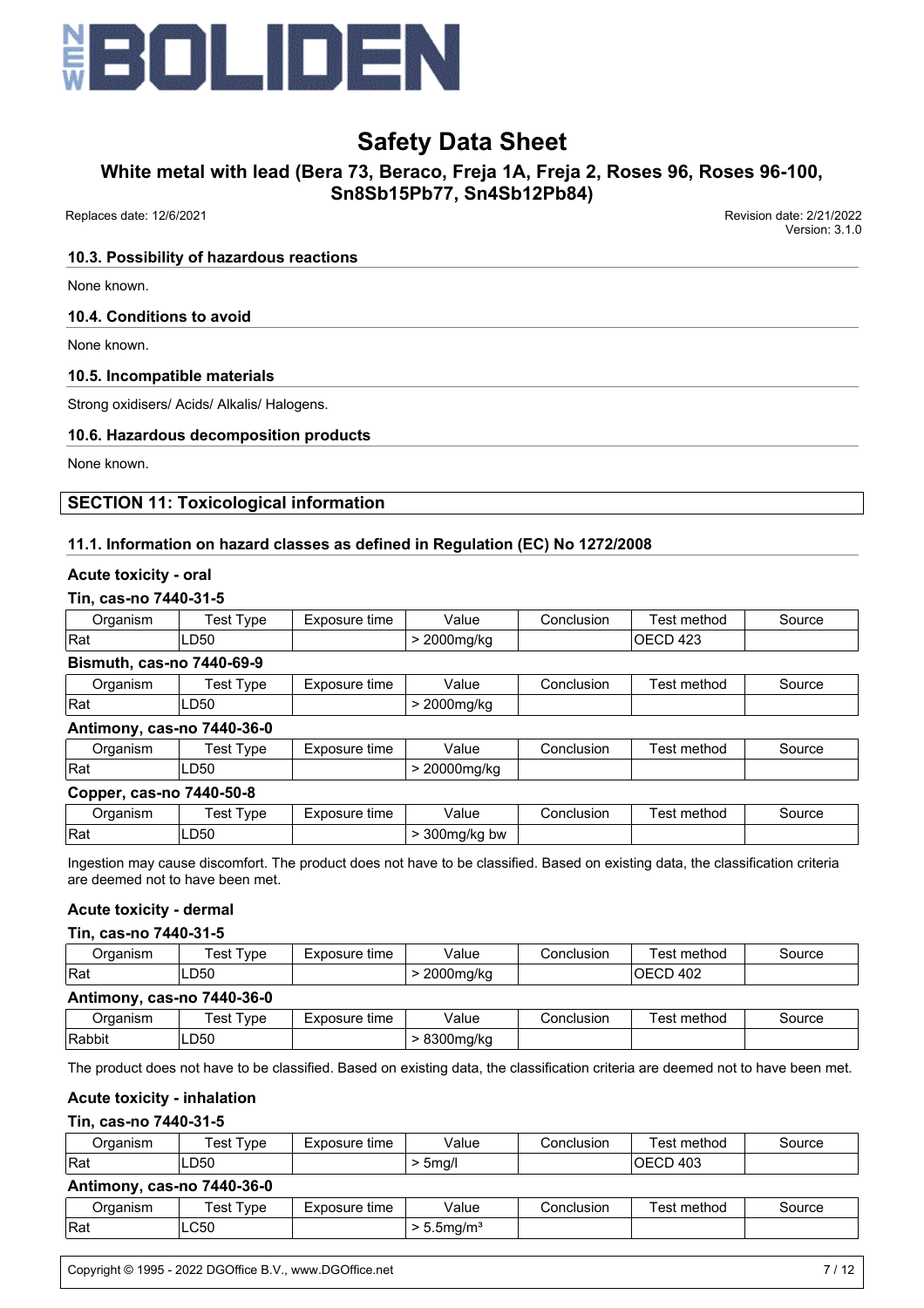### 10.3. Possibility of hazardous reactions

None known.

### 10.4. Conditions to avoid

None known.

### 10.5. Incompatible materials

Strong oxidisers/ Acids/ Alkalis/ Halogens.

### 10.6. Hazardous decomposition products

None known.

## SECTION 11: Toxicological information

### 11.1. Information on hazard classes as defined in Regulation (EC) No 1272/2008

**Acute toxicity - oral**

**Tin, cas-no 7440-31-5**

| Organism | Test Type | Exposure time | Value | Conclusion | Test method | Source |
|---|---|---|---|---|---|---|
| Rat | LD50 | | > 2000mg/kg | | OECD 423 | |

**Bismuth, cas-no 7440-69-9**

| Organism | Test Type | Exposure time | Value | Conclusion | Test method | Source |
|---|---|---|---|---|---|---|
| Rat | LD50 | | > 2000mg/kg | | | |

**Antimony, cas-no 7440-36-0**

| Organism | Test Type | Exposure time | Value | Conclusion | Test method | Source |
|---|---|---|---|---|---|---|
| Rat | LD50 | | > 20000mg/kg | | | |

**Copper, cas-no 7440-50-8**

| Organism | Test Type | Exposure time | Value | Conclusion | Test method | Source |
|---|---|---|---|---|---|---|
| Rat | LD50 | | > 300mg/kg bw | | | |

Ingestion may cause discomfort. The product does not have to be classified. Based on existing data, the classification criteria are deemed not to have been met.

**Acute toxicity - dermal**

**Tin, cas-no 7440-31-5**

| Organism | Test Type | Exposure time | Value | Conclusion | Test method | Source |
|---|---|---|---|---|---|---|
| Rat | LD50 | | > 2000mg/kg | | OECD 402 | |

**Antimony, cas-no 7440-36-0**

| Organism | Test Type | Exposure time | Value | Conclusion | Test method | Source |
|---|---|---|---|---|---|---|
| Rabbit | LD50 | | > 8300mg/kg | | | |

The product does not have to be classified. Based on existing data, the classification criteria are deemed not to have been met.

**Acute toxicity - inhalation**

**Tin, cas-no 7440-31-5**

| Organism | Test Type | Exposure time | Value | Conclusion | Test method | Source |
|---|---|---|---|---|---|---|
| Rat | LD50 | | > 5mg/l | | OECD 403 | |

**Antimony, cas-no 7440-36-0**

| Organism | Test Type | Exposure time | Value | Conclusion | Test method | Source |
|---|---|---|---|---|---|---|
| Rat | LC50 | | > 5.5mg/m$^3$ | | | |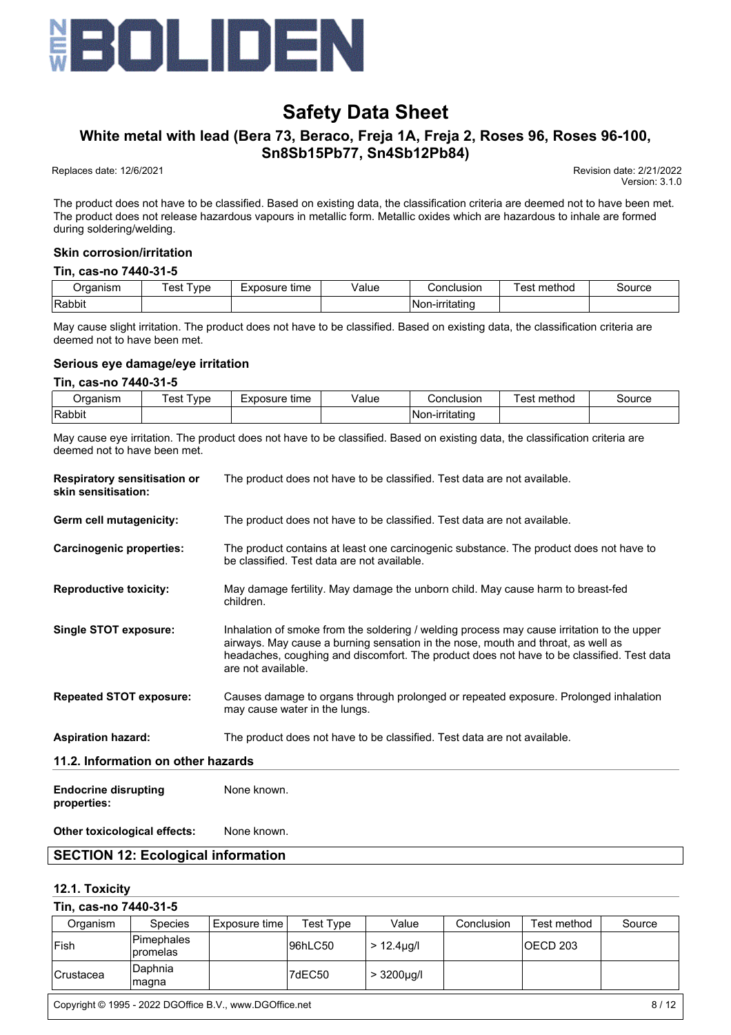The product does not have to be classified. Based on existing data, the classification criteria are deemed not to have been met. The product does not release hazardous vapours in metallic form. Metallic oxides which are hazardous to inhale are formed during soldering/welding.

### Skin corrosion/irritation

**Tin, cas-no 7440-31-5**

| Organism | Test Type | Exposure time | Value | Conclusion | Test method | Source |
|---|---|---|---|---|---|---|
| Rabbit | | | | Non-irritating | | |

May cause slight irritation. The product does not have to be classified. Based on existing data, the classification criteria are deemed not to have been met.

### Serious eye damage/eye irritation

**Tin, cas-no 7440-31-5**

| Organism | Test Type | Exposure time | Value | Conclusion | Test method | Source |
|---|---|---|---|---|---|---|
| Rabbit | | | | Non-irritating | | |

May cause eye irritation. The product does not have to be classified. Based on existing data, the classification criteria are deemed not to have been met.

**Respiratory sensitisation or skin sensitisation:** The product does not have to be classified. Test data are not available.

**Germ cell mutagenicity:** The product does not have to be classified. Test data are not available.

**Carcinogenic properties:** The product contains at least one carcinogenic substance. The product does not have to be classified. Test data are not available.

**Reproductive toxicity:** May damage fertility. May damage the unborn child. May cause harm to breast-fed children.

**Single STOT exposure:** Inhalation of smoke from the soldering / welding process may cause irritation to the upper airways. May cause a burning sensation in the nose, mouth and throat, as well as headaches, coughing and discomfort. The product does not have to be classified. Test data are not available.

**Repeated STOT exposure:** Causes damage to organs through prolonged or repeated exposure. Prolonged inhalation may cause water in the lungs.

**Aspiration hazard:** The product does not have to be classified. Test data are not available.

### 11.2. Information on other hazards

**Endocrine disrupting properties:** None known.

**Other toxicological effects:** None known.

## SECTION 12: Ecological information

### 12.1. Toxicity

**Tin, cas-no 7440-31-5**

| Organism | Species | Exposure time | Test Type | Value | Conclusion | Test method | Source |
|---|---|---|---|---|---|---|---|
| Fish | Pimephales promelas | | 96hLC50 | > 12.4µg/l | | OECD 203 | |
| Crustacea | Daphnia magna | | 7dEC50 | > 3200µg/l | | | |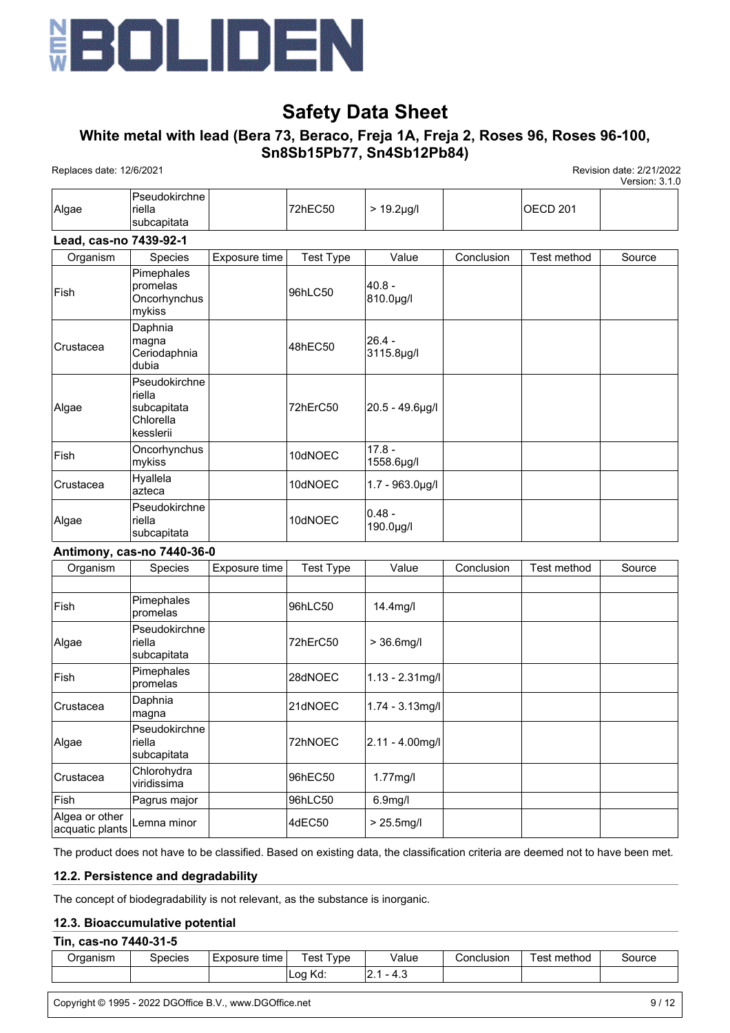| Algae | Pseudokirchneriella subcapitata | | 72hEC50 | > 19.2µg/l | | OECD 201 | |
|---|---|---|---|---|---|---|---|

**Lead, cas-no 7439-92-1**

| Organism | Species | Exposure time | Test Type | Value | Conclusion | Test method | Source |
|---|---|---|---|---|---|---|---|
| Fish | Pimephales promelas Oncorhynchus mykiss | | 96hLC50 | 40.8 - 810.0µg/l | | | |
| Crustacea | Daphnia magna Ceriodaphnia dubia | | 48hEC50 | 26.4 - 3115.8µg/l | | | |
| Algae | Pseudokirchneriella subcapitata Chlorella kesslerii | | 72hErC50 | 20.5 - 49.6µg/l | | | |
| Fish | Oncorhynchus mykiss | | 10dNOEC | 17.8 - 1558.6µg/l | | | |
| Crustacea | Hyallela azteca | | 10dNOEC | 1.7 - 963.0µg/l | | | |
| Algae | Pseudokirchneriella subcapitata | | 10dNOEC | 0.48 - 190.0µg/l | | | |

**Antimony, cas-no 7440-36-0**

| Organism | Species | Exposure time | Test Type | Value | Conclusion | Test method | Source |
|---|---|---|---|---|---|---|---|
| | | | | | | | |
| Fish | Pimephales promelas | | 96hLC50 | 14.4mg/l | | | |
| Algae | Pseudokirchneriella subcapitata | | 72hErC50 | > 36.6mg/l | | | |
| Fish | Pimephales promelas | | 28dNOEC | 1.13 - 2.31mg/l | | | |
| Crustacea | Daphnia magna | | 21dNOEC | 1.74 - 3.13mg/l | | | |
| Algae | Pseudokirchneriella subcapitata | | 72hNOEC | 2.11 - 4.00mg/l | | | |
| Crustacea | Chlorohydra viridissima | | 96hEC50 | 1.77mg/l | | | |
| Fish | Pagrus major | | 96hLC50 | 6.9mg/l | | | |
| Algea or other acquatic plants | Lemna minor | | 4dEC50 | > 25.5mg/l | | | |

The product does not have to be classified. Based on existing data, the classification criteria are deemed not to have been met.

### 12.2. Persistence and degradability

The concept of biodegradability is not relevant, as the substance is inorganic.

### 12.3. Bioaccumulative potential

**Tin, cas-no 7440-31-5**

| Organism | Species | Exposure time | Test Type | Value | Conclusion | Test method | Source |
|---|---|---|---|---|---|---|---|
| | | | Log Kd: | 2.1 - 4.3 | | | |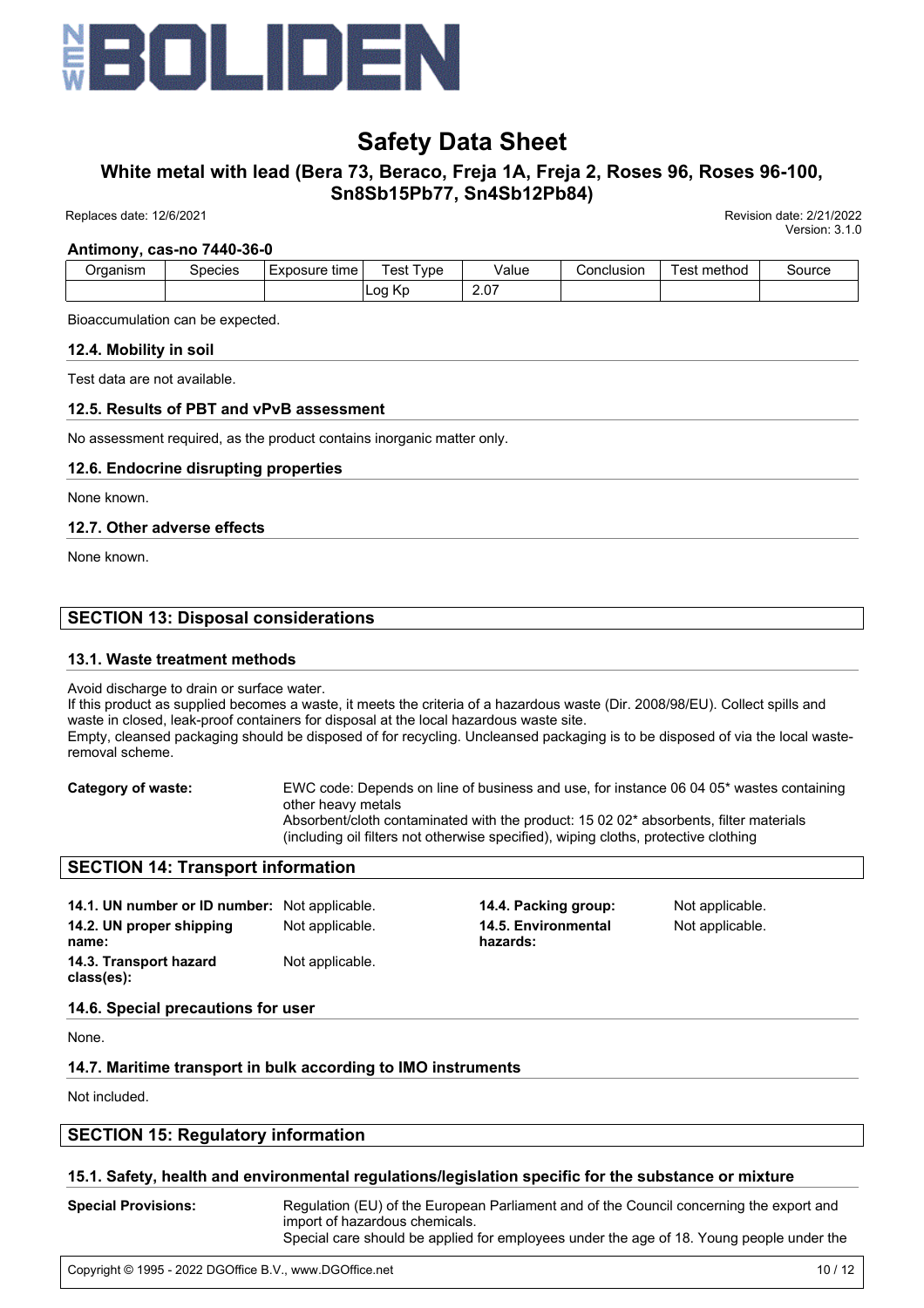**Antimony, cas-no 7440-36-0**

| Organism | Species | Exposure time | Test Type | Value | Conclusion | Test method | Source |
|---|---|---|---|---|---|---|---|
| | | | Log Kp | 2.07 | | | |

Bioaccumulation can be expected.

### 12.4. Mobility in soil

Test data are not available.

### 12.5. Results of PBT and vPvB assessment

No assessment required, as the product contains inorganic matter only.

### 12.6. Endocrine disrupting properties

None known.

### 12.7. Other adverse effects

None known.

## SECTION 13: Disposal considerations

### 13.1. Waste treatment methods

Avoid discharge to drain or surface water.
If this product as supplied becomes a waste, it meets the criteria of a hazardous waste (Dir. 2008/98/EU). Collect spills and waste in closed, leak-proof containers for disposal at the local hazardous waste site.
Empty, cleansed packaging should be disposed of for recycling. Uncleansed packaging is to be disposed of via the local waste-removal scheme.

**Category of waste:** EWC code: Depends on line of business and use, for instance 06 04 05* wastes containing other heavy metals
Absorbent/cloth contaminated with the product: 15 02 02* absorbents, filter materials (including oil filters not otherwise specified), wiping cloths, protective clothing

## SECTION 14: Transport information

**14.1. UN number or ID number:** Not applicable.

**14.2. UN proper shipping name:** Not applicable.

**14.3. Transport hazard class(es):** Not applicable.

**14.4. Packing group:** Not applicable.

**14.5. Environmental hazards:** Not applicable.

### 14.6. Special precautions for user

None.

### 14.7. Maritime transport in bulk according to IMO instruments

Not included.

## SECTION 15: Regulatory information

### 15.1. Safety, health and environmental regulations/legislation specific for the substance or mixture

**Special Provisions:** Regulation (EU) of the European Parliament and of the Council concerning the export and import of hazardous chemicals.
Special care should be applied for employees under the age of 18. Young people under the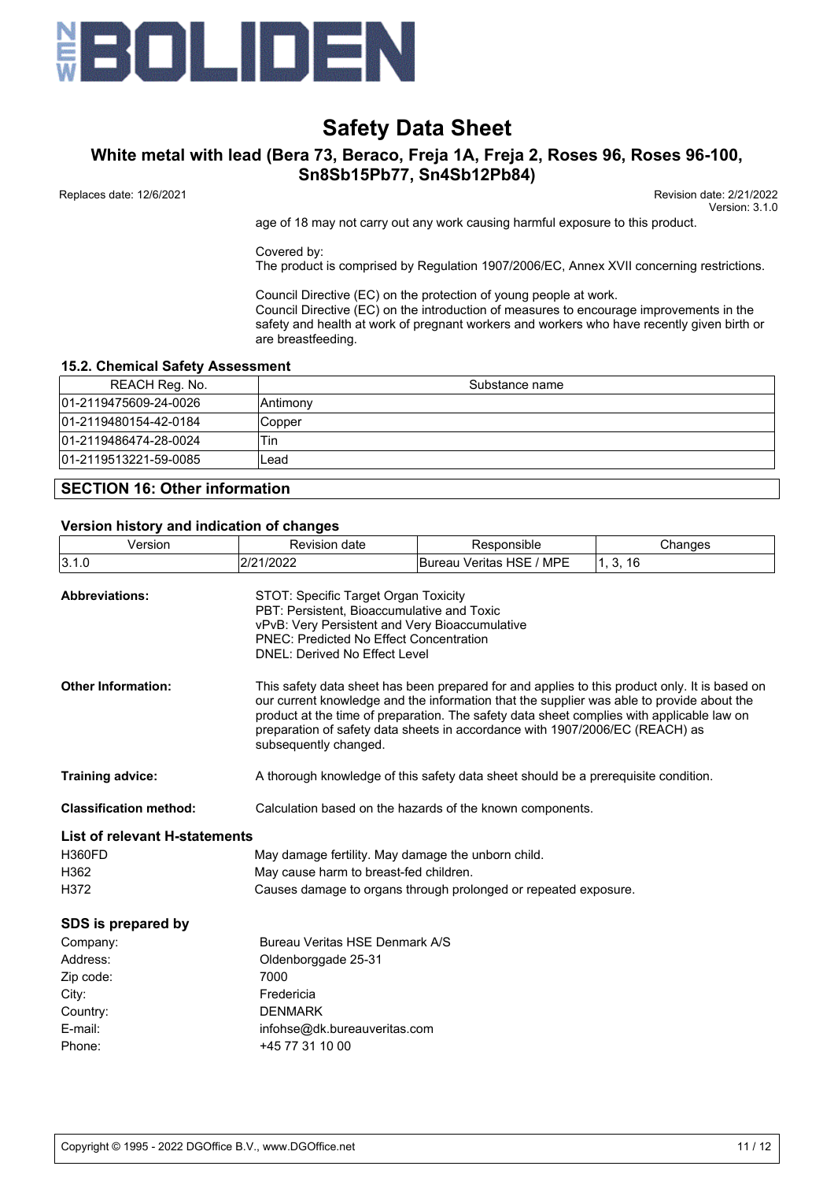age of 18 may not carry out any work causing harmful exposure to this product.

Covered by:
The product is comprised by Regulation 1907/2006/EC, Annex XVII concerning restrictions.

Council Directive (EC) on the protection of young people at work.
Council Directive (EC) on the introduction of measures to encourage improvements in the safety and health at work of pregnant workers and workers who have recently given birth or are breastfeeding.

### 15.2. Chemical Safety Assessment

| REACH Reg. No. | Substance name |
|---|---|
| 01-2119475609-24-0026 | Antimony |
| 01-2119480154-42-0184 | Copper |
| 01-2119486474-28-0024 | Tin |
| 01-2119513221-59-0085 | Lead |

## SECTION 16: Other information

### Version history and indication of changes

| Version | Revision date | Responsible | Changes |
|---|---|---|---|
| 3.1.0 | 2/21/2022 | Bureau Veritas HSE / MPE | 1, 3, 16 |

**Abbreviations:**
STOT: Specific Target Organ Toxicity
PBT: Persistent, Bioaccumulative and Toxic
vPvB: Very Persistent and Very Bioaccumulative
PNEC: Predicted No Effect Concentration
DNEL: Derived No Effect Level

**Other Information:**
This safety data sheet has been prepared for and applies to this product only. It is based on our current knowledge and the information that the supplier was able to provide about the product at the time of preparation. The safety data sheet complies with applicable law on preparation of safety data sheets in accordance with 1907/2006/EC (REACH) as subsequently changed.

**Training advice:**
A thorough knowledge of this safety data sheet should be a prerequisite condition.

**Classification method:**
Calculation based on the hazards of the known components.

### List of relevant H-statements

| | |
|---|---|
| H360FD | May damage fertility. May damage the unborn child. |
| H362 | May cause harm to breast-fed children. |
| H372 | Causes damage to organs through prolonged or repeated exposure. |

### SDS is prepared by

| | |
|---|---|
| Company: | Bureau Veritas HSE Denmark A/S |
| Address: | Oldenborggade 25-31 |
| Zip code: | 7000 |
| City: | Fredericia |
| Country: | DENMARK |
| E-mail: | infohse@dk.bureauveritas.com |
| Phone: | +45 77 31 10 00 |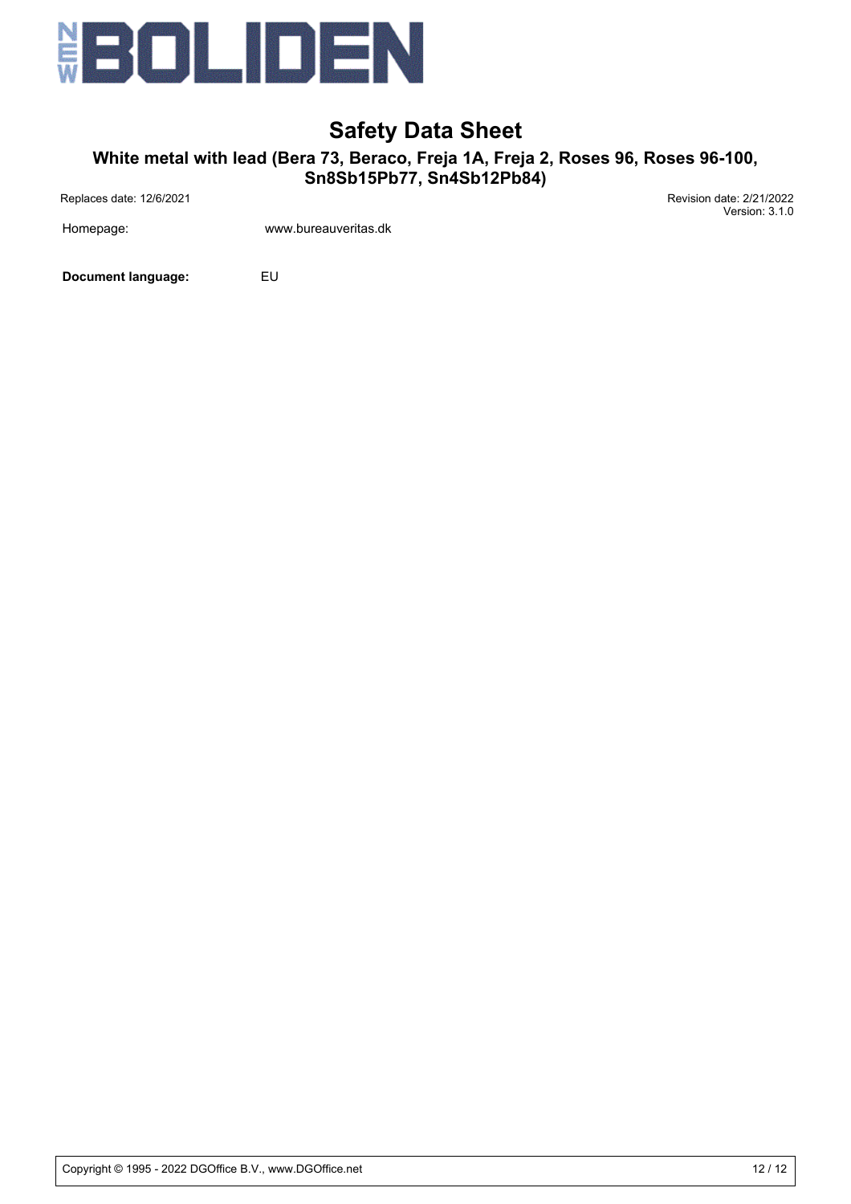Homepage: www.bureauveritas.dk

**Document language:** EU